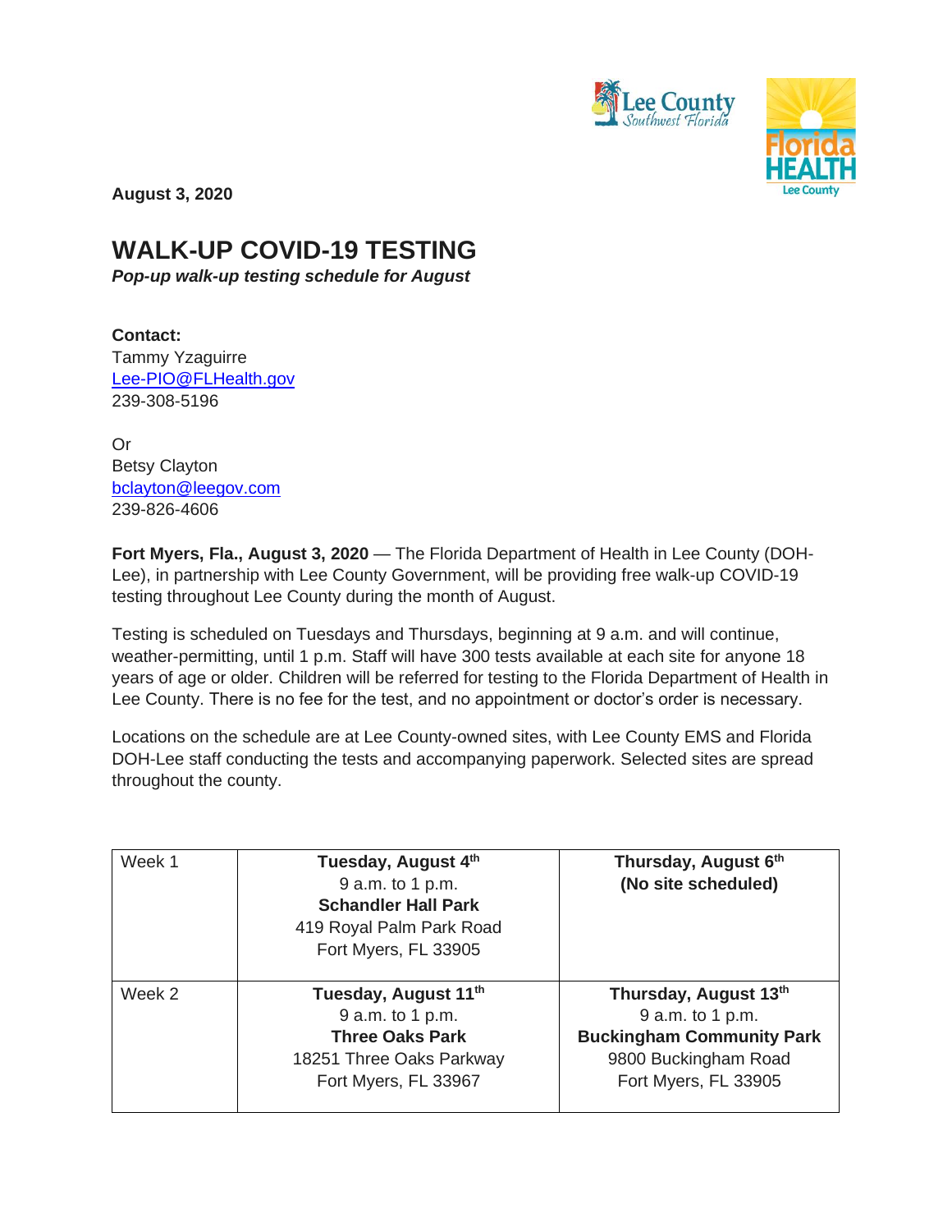**August 3, 2020**

# WALK-UP COVID-19 TESTING

***Pop-up walk-up testing schedule for August***

**Contact:**
Tammy Yzaguirre
Lee-PIO@FLHealth.gov
239-308-5196

Or
Betsy Clayton
bclayton@leegov.com
239-826-4606

**Fort Myers, Fla., August 3, 2020** — The Florida Department of Health in Lee County (DOH-Lee), in partnership with Lee County Government, will be providing free walk-up COVID-19 testing throughout Lee County during the month of August.

Testing is scheduled on Tuesdays and Thursdays, beginning at 9 a.m. and will continue, weather-permitting, until 1 p.m. Staff will have 300 tests available at each site for anyone 18 years of age or older. Children will be referred for testing to the Florida Department of Health in Lee County. There is no fee for the test, and no appointment or doctor's order is necessary.

Locations on the schedule are at Lee County-owned sites, with Lee County EMS and Florida DOH-Lee staff conducting the tests and accompanying paperwork. Selected sites are spread throughout the county.

| | | |
|---|---|---|
| Week 1 | **Tuesday, August 4th**<br>9 a.m. to 1 p.m.<br>**Schandler Hall Park**<br>419 Royal Palm Park Road<br>Fort Myers, FL 33905 | **Thursday, August 6th**<br>**(No site scheduled)** |
| Week 2 | **Tuesday, August 11th**<br>9 a.m. to 1 p.m.<br>**Three Oaks Park**<br>18251 Three Oaks Parkway<br>Fort Myers, FL 33967 | **Thursday, August 13th**<br>9 a.m. to 1 p.m.<br>**Buckingham Community Park**<br>9800 Buckingham Road<br>Fort Myers, FL 33905 |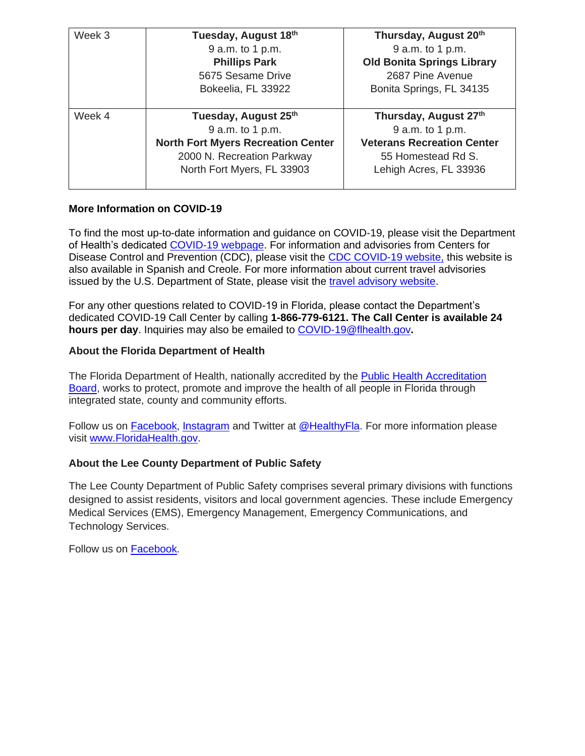| | | |
|---|---|---|
| Week 3 | **Tuesday, August 18th**<br>9 a.m. to 1 p.m.<br>**Phillips Park**<br>5675 Sesame Drive<br>Bokeelia, FL 33922 | **Thursday, August 20th**<br>9 a.m. to 1 p.m.<br>**Old Bonita Springs Library**<br>2687 Pine Avenue<br>Bonita Springs, FL 34135 |
| Week 4 | **Tuesday, August 25th**<br>9 a.m. to 1 p.m.<br>**North Fort Myers Recreation Center**<br>2000 N. Recreation Parkway<br>North Fort Myers, FL 33903 | **Thursday, August 27th**<br>9 a.m. to 1 p.m.<br>**Veterans Recreation Center**<br>55 Homestead Rd S.<br>Lehigh Acres, FL 33936 |

**More Information on COVID-19**

To find the most up-to-date information and guidance on COVID-19, please visit the Department of Health's dedicated COVID-19 webpage. For information and advisories from Centers for Disease Control and Prevention (CDC), please visit the CDC COVID-19 website, this website is also available in Spanish and Creole. For more information about current travel advisories issued by the U.S. Department of State, please visit the travel advisory website.

For any other questions related to COVID-19 in Florida, please contact the Department's dedicated COVID-19 Call Center by calling **1-866-779-6121. The Call Center is available 24 hours per day**. Inquiries may also be emailed to COVID-19@flhealth.gov**.**

**About the Florida Department of Health**

The Florida Department of Health, nationally accredited by the Public Health Accreditation Board, works to protect, promote and improve the health of all people in Florida through integrated state, county and community efforts.

Follow us on Facebook, Instagram and Twitter at @HealthyFla. For more information please visit www.FloridaHealth.gov.

**About the Lee County Department of Public Safety**

The Lee County Department of Public Safety comprises several primary divisions with functions designed to assist residents, visitors and local government agencies. These include Emergency Medical Services (EMS), Emergency Management, Emergency Communications, and Technology Services.

Follow us on Facebook.